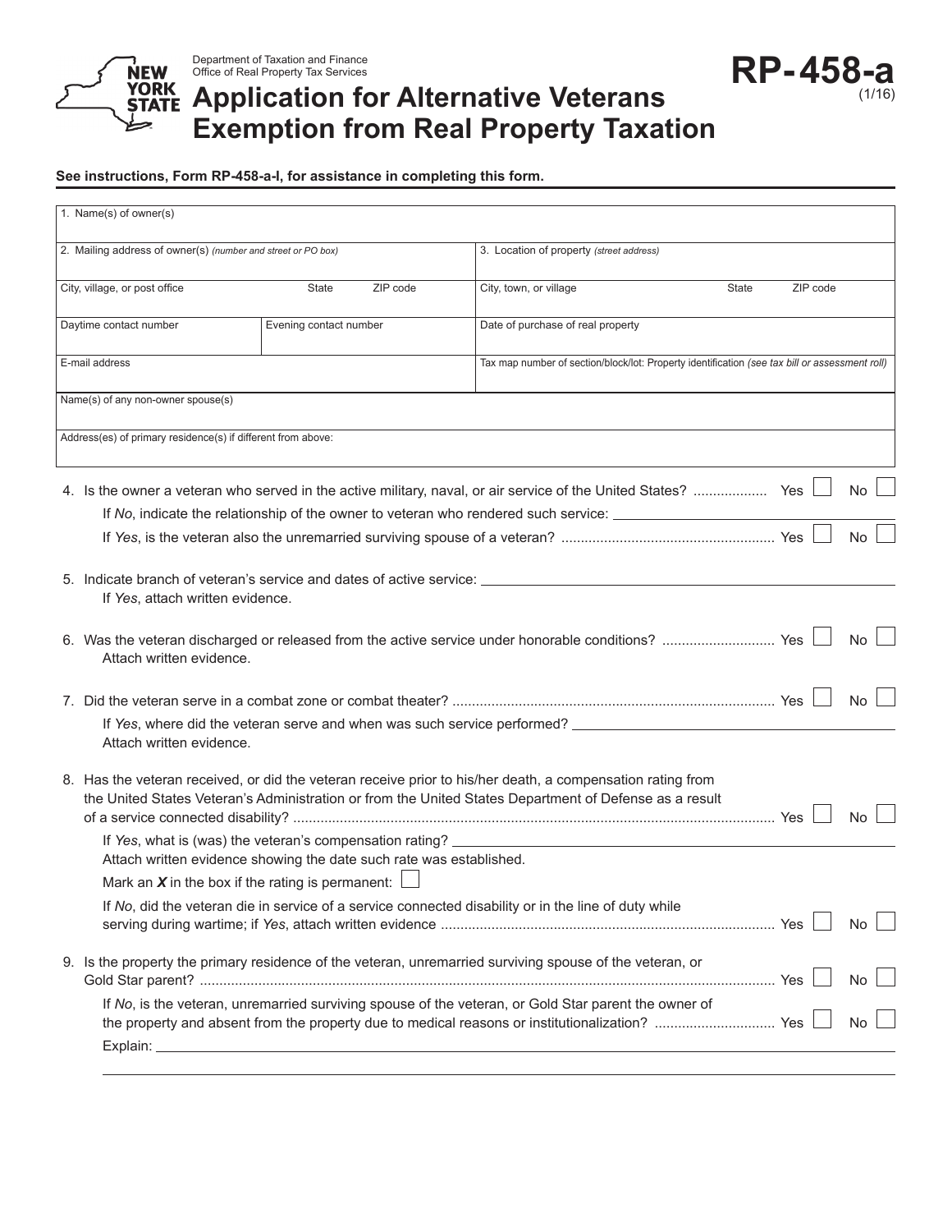Department of Taxation and Finance
Office of Real Property Tax Services

# Application for Alternative Veterans Exemption from Real Property Taxation

**RP-458-a** (1/16)

**See instructions, Form RP-458-a-I, for assistance in completing this form.**

| | | | |
|---|---|---|---|
| 1. Name(s) of owner(s) | | | |
| 2. Mailing address of owner(s) *(number and street or PO box)* | | 3. Location of property *(street address)* | |
| City, village, or post office State ZIP code | | City, town, or village State ZIP code | |
| Daytime contact number | Evening contact number | Date of purchase of real property | |
| E-mail address | | Tax map number of section/block/lot: Property identification *(see tax bill or assessment roll)* | |
| Name(s) of any non-owner spouse(s) | | | |
| Address(es) of primary residence(s) if different from above: | | | |

4. Is the owner a veteran who served in the active military, naval, or air service of the United States? .................. Yes ☐ No ☐

   If *No*, indicate the relationship of the owner to veteran who rendered such service: ______________________

   If *Yes*, is the veteran also the unremarried surviving spouse of a veteran? ...................................................... Yes ☐ No ☐

5. Indicate branch of veteran's service and dates of active service: ______________________

   If *Yes*, attach written evidence.

6. Was the veteran discharged or released from the active service under honorable conditions? ............................ Yes ☐ No ☐

   Attach written evidence.

7. Did the veteran serve in a combat zone or combat theater? .................................................................................. Yes ☐ No ☐

   If *Yes*, where did the veteran serve and when was such service performed? ______________________

   Attach written evidence.

8. Has the veteran received, or did the veteran receive prior to his/her death, a compensation rating from the United States Veteran's Administration or from the United States Department of Defense as a result of a service connected disability? .......................................................................................................................... Yes ☐ No ☐

   If *Yes*, what is (was) the veteran's compensation rating? ______________________

   Attach written evidence showing the date such rate was established.

   Mark an ***X*** in the box if the rating is permanent: ☐

   If *No*, did the veteran die in service of a service connected disability or in the line of duty while serving during wartime; if *Yes*, attach written evidence .................................................................................... Yes ☐ No ☐

9. Is the property the primary residence of the veteran, unremarried surviving spouse of the veteran, or Gold Star parent? .................................................................................................................................................. Yes ☐ No ☐

   If *No*, is the veteran, unremarried surviving spouse of the veteran, or Gold Star parent the owner of the property and absent from the property due to medical reasons or institutionalization? .............................. Yes ☐ No ☐

   Explain: ______________________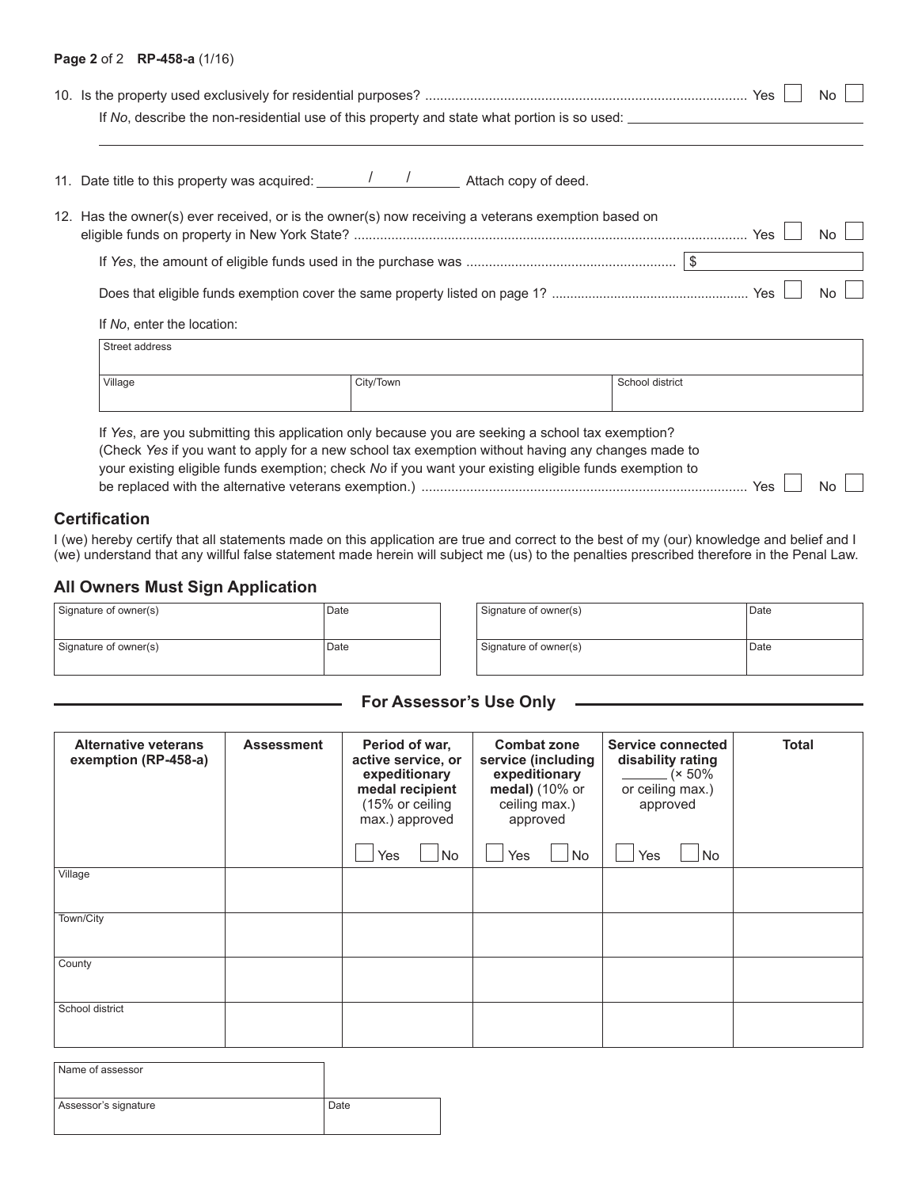10. Is the property used exclusively for residential purposes? ..................................................................................... Yes ☐ No ☐

    If *No*, describe the non-residential use of this property and state what portion is so used: ______________________________

    ______________________________________________________________________________________________

11. Date title to this property was acquired: ____/____/____ Attach copy of deed.

12. Has the owner(s) ever received, or is the owner(s) now receiving a veterans exemption based on eligible funds on property in New York State? ....................................................................................................... Yes ☐ No ☐

    If *Yes*, the amount of eligible funds used in the purchase was ........................................................ $

    Does that eligible funds exemption cover the same property listed on page 1? ..................................................... Yes ☐ No ☐

    If *No*, enter the location:

| Street address | | |
|---|---|---|
| Village | City/Town | School district |

    If *Yes*, are you submitting this application only because you are seeking a school tax exemption? (Check *Yes* if you want to apply for a new school tax exemption without having any changes made to your existing eligible funds exemption; check *No* if you want your existing eligible funds exemption to be replaced with the alternative veterans exemption.) ...................................................................................... Yes ☐ No ☐

## Certification

I (we) hereby certify that all statements made on this application are true and correct to the best of my (our) knowledge and belief and I (we) understand that any willful false statement made herein will subject me (us) to the penalties prescribed therefore in the Penal Law.

## All Owners Must Sign Application

| Signature of owner(s) | Date | Signature of owner(s) | Date |
|---|---|---|---|
| Signature of owner(s) | Date | Signature of owner(s) | Date |

## For Assessor's Use Only

| **Alternative veterans exemption (RP-458-a)** | **Assessment** | **Period of war, active service, or expeditionary medal recipient** (15% or ceiling max.) approved ☐ Yes ☐ No | **Combat zone service (including expeditionary medal)** (10% or ceiling max.) approved ☐ Yes ☐ No | **Service connected disability rating** ______ (× 50% or ceiling max.) approved ☐ Yes ☐ No | **Total** |
|---|---|---|---|---|---|
| Village | | | | | |
| Town/City | | | | | |
| County | | | | | |
| School district | | | | | |

| Name of assessor | |
|---|---|
| Assessor's signature | Date |